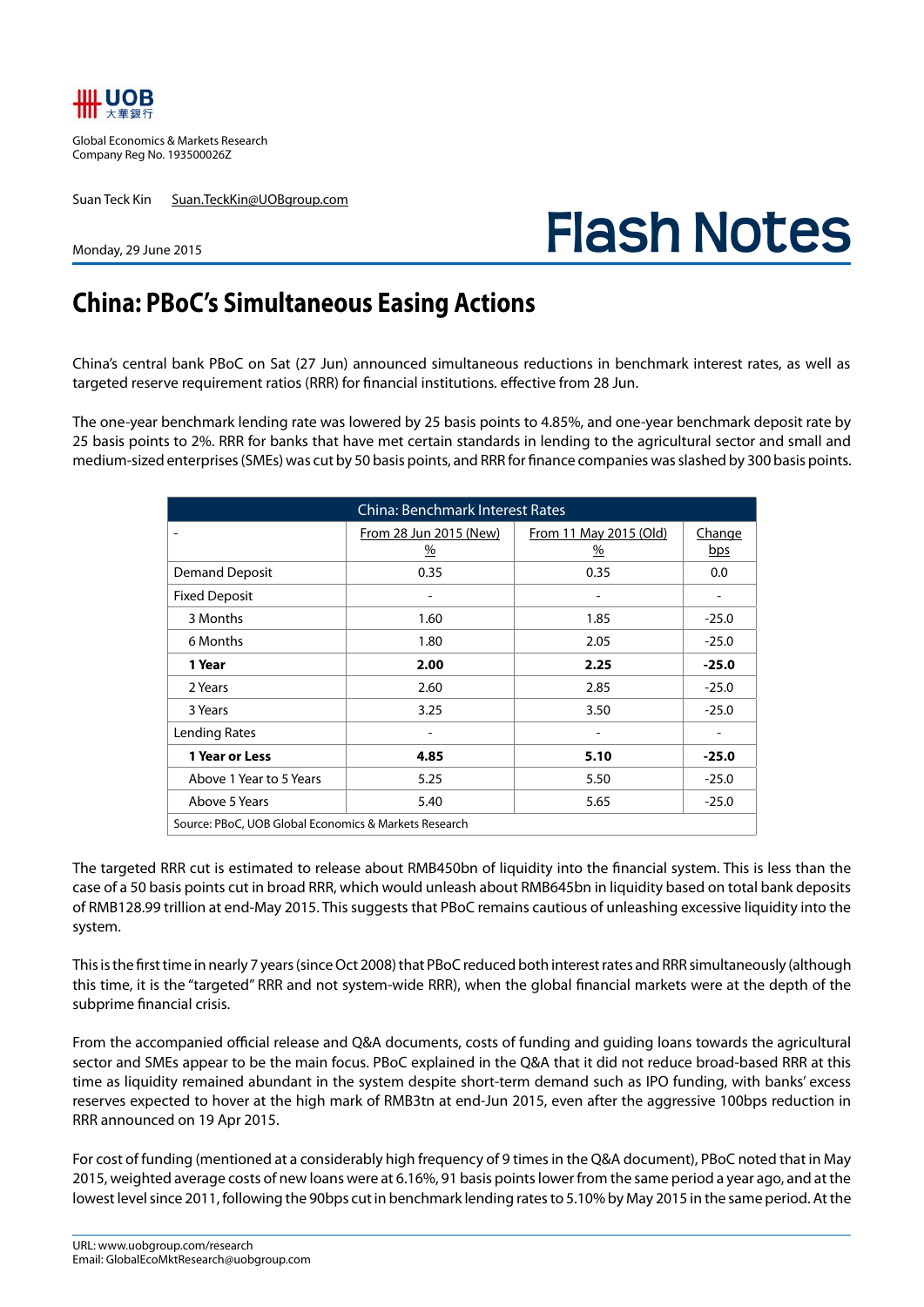UOB 大華銀行

Global Economics & Markets Research
Company Reg No. 193500026Z

Suan Teck Kin Suan.TeckKin@UOBgroup.com

Monday, 29 June 2015

# Flash Notes

## China: PBoC's Simultaneous Easing Actions

China's central bank PBoC on Sat (27 Jun) announced simultaneous reductions in benchmark interest rates, as well as targeted reserve requirement ratios (RRR) for financial institutions. effective from 28 Jun.

The one-year benchmark lending rate was lowered by 25 basis points to 4.85%, and one-year benchmark deposit rate by 25 basis points to 2%. RRR for banks that have met certain standards in lending to the agricultural sector and small and medium-sized enterprises (SMEs) was cut by 50 basis points, and RRR for finance companies was slashed by 300 basis points.

| China: Benchmark Interest Rates | | | |
|---|---|---|---|
| - | From 28 Jun 2015 (New) % | From 11 May 2015 (Old) % | Change bps |
| Demand Deposit | 0.35 | 0.35 | 0.0 |
| Fixed Deposit | - | - | - |
| 3 Months | 1.60 | 1.85 | -25.0 |
| 6 Months | 1.80 | 2.05 | -25.0 |
| **1 Year** | **2.00** | **2.25** | **-25.0** |
| 2 Years | 2.60 | 2.85 | -25.0 |
| 3 Years | 3.25 | 3.50 | -25.0 |
| Lending Rates | - | - | - |
| **1 Year or Less** | **4.85** | **5.10** | **-25.0** |
| Above 1 Year to 5 Years | 5.25 | 5.50 | -25.0 |
| Above 5 Years | 5.40 | 5.65 | -25.0 |
| Source: PBoC, UOB Global Economics & Markets Research | | | |

The targeted RRR cut is estimated to release about RMB450bn of liquidity into the financial system. This is less than the case of a 50 basis points cut in broad RRR, which would unleash about RMB645bn in liquidity based on total bank deposits of RMB128.99 trillion at end-May 2015. This suggests that PBoC remains cautious of unleashing excessive liquidity into the system.

This is the first time in nearly 7 years (since Oct 2008) that PBoC reduced both interest rates and RRR simultaneously (although this time, it is the "targeted" RRR and not system-wide RRR), when the global financial markets were at the depth of the subprime financial crisis.

From the accompanied official release and Q&A documents, costs of funding and guiding loans towards the agricultural sector and SMEs appear to be the main focus. PBoC explained in the Q&A that it did not reduce broad-based RRR at this time as liquidity remained abundant in the system despite short-term demand such as IPO funding, with banks' excess reserves expected to hover at the high mark of RMB3tn at end-Jun 2015, even after the aggressive 100bps reduction in RRR announced on 19 Apr 2015.

For cost of funding (mentioned at a considerably high frequency of 9 times in the Q&A document), PBoC noted that in May 2015, weighted average costs of new loans were at 6.16%, 91 basis points lower from the same period a year ago, and at the lowest level since 2011, following the 90bps cut in benchmark lending rates to 5.10% by May 2015 in the same period. At the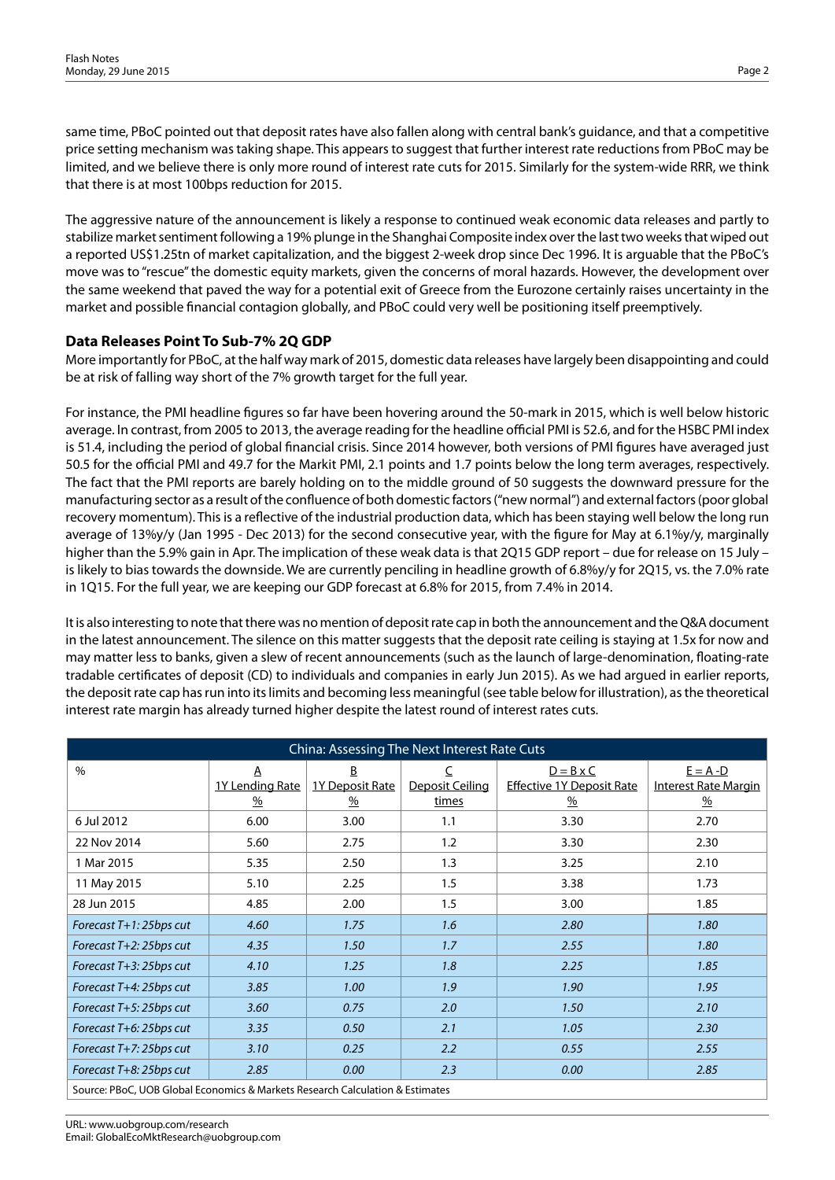same time, PBoC pointed out that deposit rates have also fallen along with central bank's guidance, and that a competitive price setting mechanism was taking shape. This appears to suggest that further interest rate reductions from PBoC may be limited, and we believe there is only more round of interest rate cuts for 2015. Similarly for the system-wide RRR, we think that there is at most 100bps reduction for 2015.

The aggressive nature of the announcement is likely a response to continued weak economic data releases and partly to stabilize market sentiment following a 19% plunge in the Shanghai Composite index over the last two weeks that wiped out a reported US$1.25tn of market capitalization, and the biggest 2-week drop since Dec 1996. It is arguable that the PBoC's move was to "rescue" the domestic equity markets, given the concerns of moral hazards. However, the development over the same weekend that paved the way for a potential exit of Greece from the Eurozone certainly raises uncertainty in the market and possible financial contagion globally, and PBoC could very well be positioning itself preemptively.

## Data Releases Point To Sub-7% 2Q GDP

More importantly for PBoC, at the half way mark of 2015, domestic data releases have largely been disappointing and could be at risk of falling way short of the 7% growth target for the full year.

For instance, the PMI headline figures so far have been hovering around the 50-mark in 2015, which is well below historic average. In contrast, from 2005 to 2013, the average reading for the headline official PMI is 52.6, and for the HSBC PMI index is 51.4, including the period of global financial crisis. Since 2014 however, both versions of PMI figures have averaged just 50.5 for the official PMI and 49.7 for the Markit PMI, 2.1 points and 1.7 points below the long term averages, respectively. The fact that the PMI reports are barely holding on to the middle ground of 50 suggests the downward pressure for the manufacturing sector as a result of the confluence of both domestic factors ("new normal") and external factors (poor global recovery momentum). This is a reflective of the industrial production data, which has been staying well below the long run average of 13%y/y (Jan 1995 - Dec 2013) for the second consecutive year, with the figure for May at 6.1%y/y, marginally higher than the 5.9% gain in Apr. The implication of these weak data is that 2Q15 GDP report – due for release on 15 July – is likely to bias towards the downside. We are currently penciling in headline growth of 6.8%y/y for 2Q15, vs. the 7.0% rate in 1Q15. For the full year, we are keeping our GDP forecast at 6.8% for 2015, from 7.4% in 2014.

It is also interesting to note that there was no mention of deposit rate cap in both the announcement and the Q&A document in the latest announcement. The silence on this matter suggests that the deposit rate ceiling is staying at 1.5x for now and may matter less to banks, given a slew of recent announcements (such as the launch of large-denomination, floating-rate tradable certificates of deposit (CD) to individuals and companies in early Jun 2015). As we had argued in earlier reports, the deposit rate cap has run into its limits and becoming less meaningful (see table below for illustration), as the theoretical interest rate margin has already turned higher despite the latest round of interest rates cuts.

| China: Assessing The Next Interest Rate Cuts | | | | | |
|---|---|---|---|---|---|
| % | A<br>1Y Lending Rate<br>% | B<br>1Y Deposit Rate<br>% | C<br>Deposit Ceiling<br>times | D = B x C<br>Effective 1Y Deposit Rate<br>% | E = A -D<br>Interest Rate Margin<br>% |
| 6 Jul 2012 | 6.00 | 3.00 | 1.1 | 3.30 | 2.70 |
| 22 Nov 2014 | 5.60 | 2.75 | 1.2 | 3.30 | 2.30 |
| 1 Mar 2015 | 5.35 | 2.50 | 1.3 | 3.25 | 2.10 |
| 11 May 2015 | 5.10 | 2.25 | 1.5 | 3.38 | 1.73 |
| 28 Jun 2015 | 4.85 | 2.00 | 1.5 | 3.00 | 1.85 |
| *Forecast T+1: 25bps cut* | *4.60* | *1.75* | *1.6* | *2.80* | *1.80* |
| *Forecast T+2: 25bps cut* | *4.35* | *1.50* | *1.7* | *2.55* | *1.80* |
| *Forecast T+3: 25bps cut* | *4.10* | *1.25* | *1.8* | *2.25* | *1.85* |
| *Forecast T+4: 25bps cut* | *3.85* | *1.00* | *1.9* | *1.90* | *1.95* |
| *Forecast T+5: 25bps cut* | *3.60* | *0.75* | *2.0* | *1.50* | *2.10* |
| *Forecast T+6: 25bps cut* | *3.35* | *0.50* | *2.1* | *1.05* | *2.30* |
| *Forecast T+7: 25bps cut* | *3.10* | *0.25* | *2.2* | *0.55* | *2.55* |
| *Forecast T+8: 25bps cut* | *2.85* | *0.00* | *2.3* | *0.00* | *2.85* |

Source: PBoC, UOB Global Economics & Markets Research Calculation & Estimates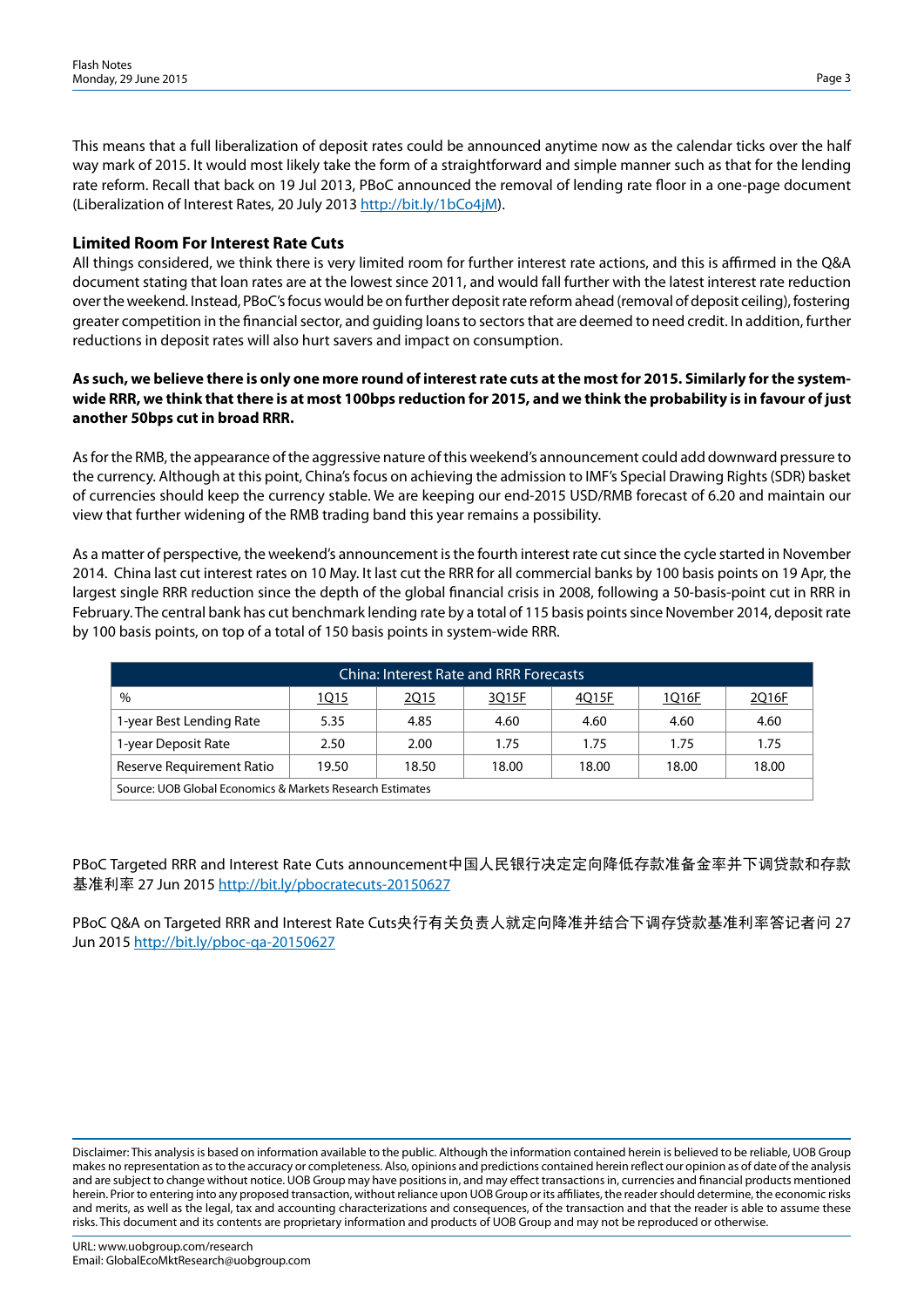This means that a full liberalization of deposit rates could be announced anytime now as the calendar ticks over the half way mark of 2015. It would most likely take the form of a straightforward and simple manner such as that for the lending rate reform. Recall that back on 19 Jul 2013, PBoC announced the removal of lending rate floor in a one-page document (Liberalization of Interest Rates, 20 July 2013 http://bit.ly/1bCo4jM).

### Limited Room For Interest Rate Cuts

All things considered, we think there is very limited room for further interest rate actions, and this is affirmed in the Q&A document stating that loan rates are at the lowest since 2011, and would fall further with the latest interest rate reduction over the weekend. Instead, PBoC's focus would be on further deposit rate reform ahead (removal of deposit ceiling), fostering greater competition in the financial sector, and guiding loans to sectors that are deemed to need credit. In addition, further reductions in deposit rates will also hurt savers and impact on consumption.

**As such, we believe there is only one more round of interest rate cuts at the most for 2015. Similarly for the system-wide RRR, we think that there is at most 100bps reduction for 2015, and we think the probability is in favour of just another 50bps cut in broad RRR.**

As for the RMB, the appearance of the aggressive nature of this weekend's announcement could add downward pressure to the currency. Although at this point, China's focus on achieving the admission to IMF's Special Drawing Rights (SDR) basket of currencies should keep the currency stable. We are keeping our end-2015 USD/RMB forecast of 6.20 and maintain our view that further widening of the RMB trading band this year remains a possibility.

As a matter of perspective, the weekend's announcement is the fourth interest rate cut since the cycle started in November 2014. China last cut interest rates on 10 May. It last cut the RRR for all commercial banks by 100 basis points on 19 Apr, the largest single RRR reduction since the depth of the global financial crisis in 2008, following a 50-basis-point cut in RRR in February. The central bank has cut benchmark lending rate by a total of 115 basis points since November 2014, deposit rate by 100 basis points, on top of a total of 150 basis points in system-wide RRR.

China: Interest Rate and RRR Forecasts

| % | 1Q15 | 2Q15 | 3Q15F | 4Q15F | 1Q16F | 2Q16F |
|---|---|---|---|---|---|---|
| 1-year Best Lending Rate | 5.35 | 4.85 | 4.60 | 4.60 | 4.60 | 4.60 |
| 1-year Deposit Rate | 2.50 | 2.00 | 1.75 | 1.75 | 1.75 | 1.75 |
| Reserve Requirement Ratio | 19.50 | 18.50 | 18.00 | 18.00 | 18.00 | 18.00 |

Source: UOB Global Economics & Markets Research Estimates

PBoC Targeted RRR and Interest Rate Cuts announcement中国人民银行决定定向降低存款准备金率并下调贷款和存款基准利率 27 Jun 2015 http://bit.ly/pbocratecuts-20150627

PBoC Q&A on Targeted RRR and Interest Rate Cuts央行有关负责人就定向降准并结合下调存贷款基准利率答记者问 27 Jun 2015 http://bit.ly/pboc-qa-20150627

Disclaimer: This analysis is based on information available to the public. Although the information contained herein is believed to be reliable, UOB Group makes no representation as to the accuracy or completeness. Also, opinions and predictions contained herein reflect our opinion as of date of the analysis and are subject to change without notice. UOB Group may have positions in, and may effect transactions in, currencies and financial products mentioned herein. Prior to entering into any proposed transaction, without reliance upon UOB Group or its affiliates, the reader should determine, the economic risks and merits, as well as the legal, tax and accounting characterizations and consequences, of the transaction and that the reader is able to assume these risks. This document and its contents are proprietary information and products of UOB Group and may not be reproduced or otherwise.

URL: www.uobgroup.com/research
Email: GlobalEcoMktResearch@uobgroup.com